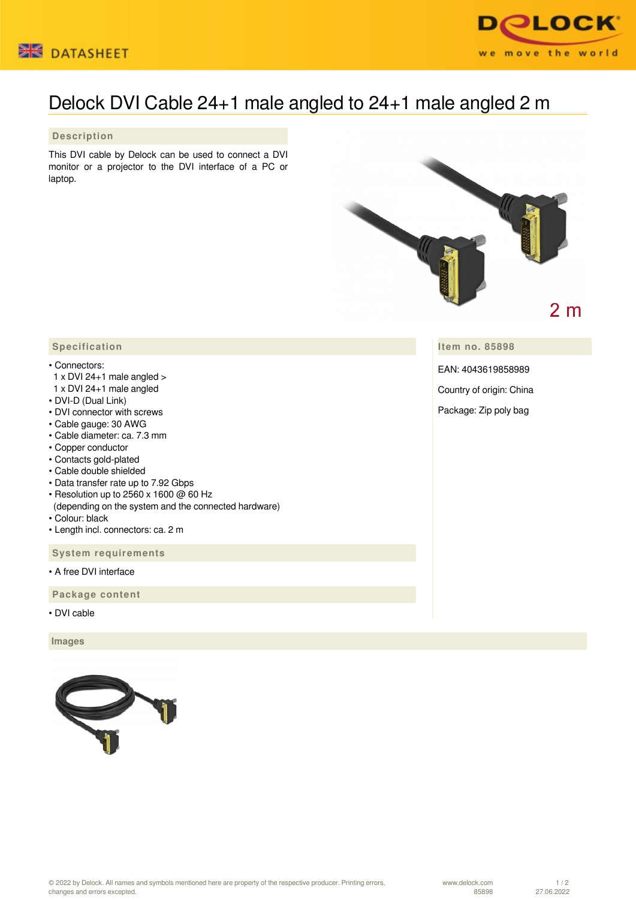DATASHEET

# Delock DVI Cable 24+1 male angled to 24+1 male angled 2 m

## Description

This DVI cable by Delock can be used to connect a DVI monitor or a projector to the DVI interface of a PC or laptop.

2 m

## Specification

- Connectors:
  1 x DVI 24+1 male angled >
  1 x DVI 24+1 male angled
- DVI-D (Dual Link)
- DVI connector with screws
- Cable gauge: 30 AWG
- Cable diameter: ca. 7.3 mm
- Copper conductor
- Contacts gold-plated
- Cable double shielded
- Data transfer rate up to 7.92 Gbps
- Resolution up to 2560 x 1600 @ 60 Hz
  (depending on the system and the connected hardware)
- Colour: black
- Length incl. connectors: ca. 2 m

## Item no. 85898

EAN: 4043619858989

Country of origin: China

Package: Zip poly bag

## System requirements

- A free DVI interface

## Package content

- DVI cable

## Images

© 2022 by Delock. All names and symbols mentioned here are property of the respective producer. Printing errors, changes and errors excepted.

www.delock.com
85898

27.06.2022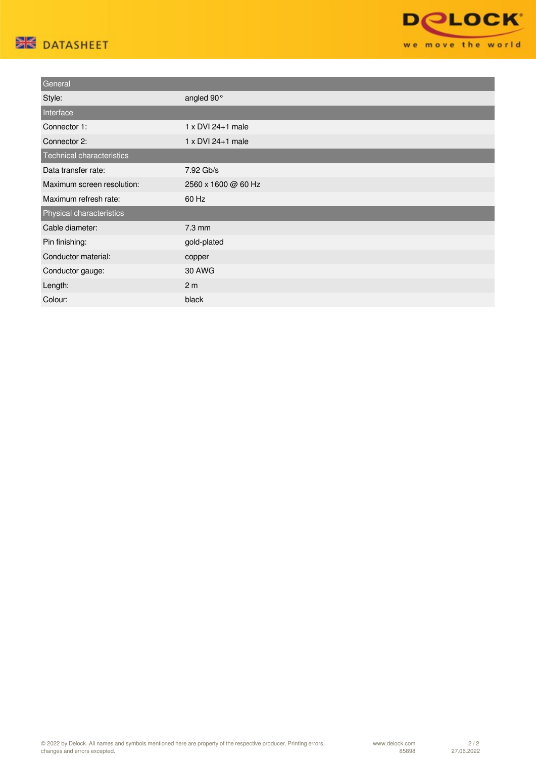| | |
|---|---|
| **General** | |
| Style: | angled 90° |
| **Interface** | |
| Connector 1: | 1 x DVI 24+1 male |
| Connector 2: | 1 x DVI 24+1 male |
| **Technical characteristics** | |
| Data transfer rate: | 7.92 Gb/s |
| Maximum screen resolution: | 2560 x 1600 @ 60 Hz |
| Maximum refresh rate: | 60 Hz |
| **Physical characteristics** | |
| Cable diameter: | 7.3 mm |
| Pin finishing: | gold-plated |
| Conductor material: | copper |
| Conductor gauge: | 30 AWG |
| Length: | 2 m |
| Colour: | black |